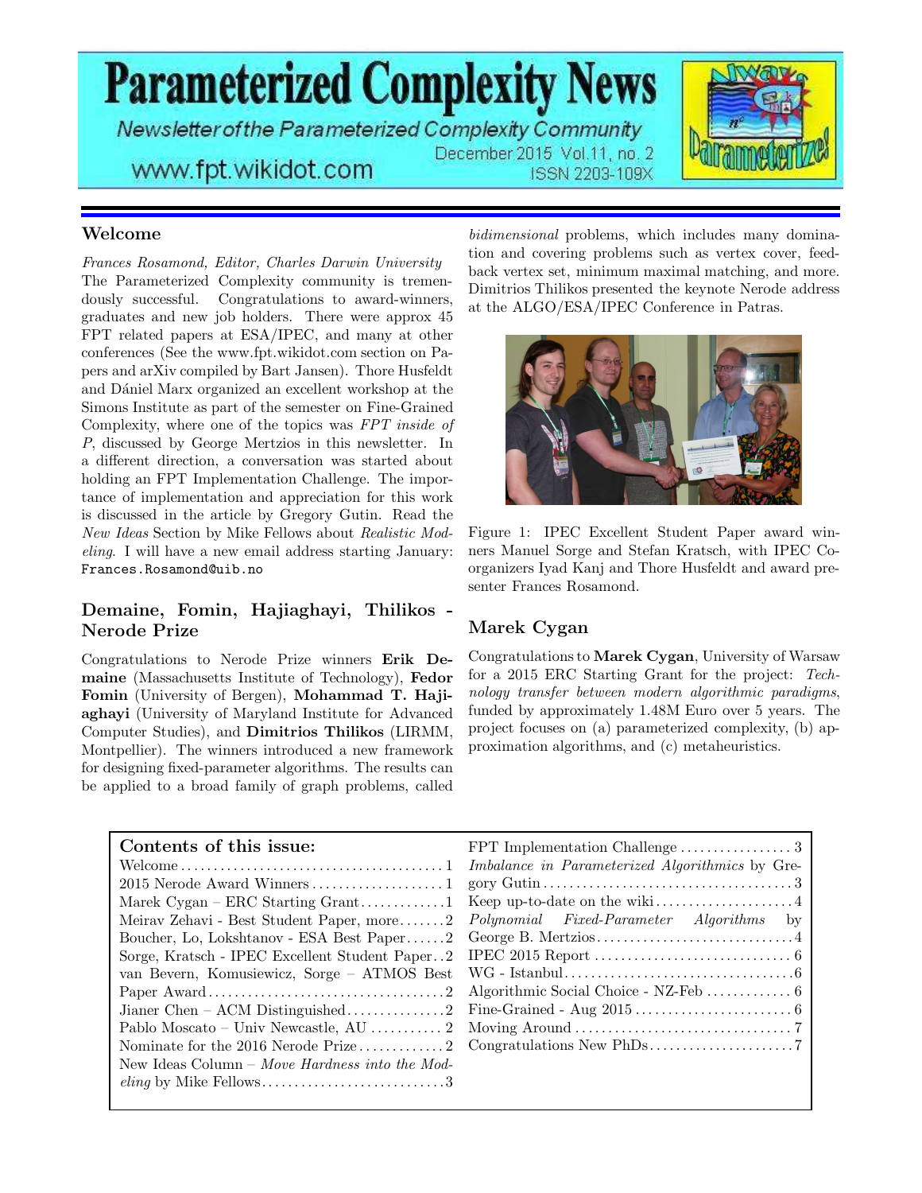# Parameterized Complexity News

*Newsletter of the Parameterized Complexity Community*

www.fpt.wikidot.com

December 2015 Vol.11, no. 2
ISSN 2203-109X

## Welcome

*Frances Rosamond, Editor, Charles Darwin University*

The Parameterized Complexity community is tremendously successful. Congratulations to award-winners, graduates and new job holders. There were approx 45 FPT related papers at ESA/IPEC, and many at other conferences (See the www.fpt.wikidot.com section on Papers and arXiv compiled by Bart Jansen). Thore Husfeldt and Dániel Marx organized an excellent workshop at the Simons Institute as part of the semester on Fine-Grained Complexity, where one of the topics was *FPT inside of P*, discussed by George Mertzios in this newsletter. In a different direction, a conversation was started about holding an FPT Implementation Challenge. The importance of implementation and appreciation for this work is discussed in the article by Gregory Gutin. Read the *New Ideas* Section by Mike Fellows about *Realistic Modeling*. I will have a new email address starting January: `Frances.Rosamond@uib.no`

## Demaine, Fomin, Hajiaghayi, Thilikos - Nerode Prize

Congratulations to Nerode Prize winners **Erik Demaine** (Massachusetts Institute of Technology), **Fedor Fomin** (University of Bergen), **Mohammad T. Hajiaghayi** (University of Maryland Institute for Advanced Computer Studies), and **Dimitrios Thilikos** (LIRMM, Montpellier). The winners introduced a new framework for designing fixed-parameter algorithms. The results can be applied to a broad family of graph problems, called *bidimensional* problems, which includes many domination and covering problems such as vertex cover, feedback vertex set, minimum maximal matching, and more. Dimitrios Thilikos presented the keynote Nerode address at the ALGO/ESA/IPEC Conference in Patras.

Figure 1: IPEC Excellent Student Paper award winners Manuel Sorge and Stefan Kratsch, with IPEC Coorganizers Iyad Kanj and Thore Husfeldt and award presenter Frances Rosamond.

## Marek Cygan

Congratulations to **Marek Cygan**, University of Warsaw for a 2015 ERC Starting Grant for the project: *Technology transfer between modern algorithmic paradigms*, funded by approximately 1.48M Euro over 5 years. The project focuses on (a) parameterized complexity, (b) approximation algorithms, and (c) metaheuristics.

### Contents of this issue:

- Welcome . . . 1
- 2015 Nerode Award Winners . . . 1
- Marek Cygan – ERC Starting Grant . . . 1
- Meirav Zehavi - Best Student Paper, more . . . 2
- Boucher, Lo, Lokshtanov - ESA Best Paper . . . 2
- Sorge, Kratsch - IPEC Excellent Student Paper . . 2
- van Bevern, Komusiewicz, Sorge – ATMOS Best Paper Award . . . 2
- Jianer Chen – ACM Distinguished . . . 2
- Pablo Moscato – Univ Newcastle, AU . . . 2
- Nominate for the 2016 Nerode Prize . . . 2
- New Ideas Column – *Move Hardness into the Modeling* by Mike Fellows . . . 3
- FPT Implementation Challenge . . . 3
- *Imbalance in Parameterized Algorithmics* by Gregory Gutin . . . 3
- Keep up-to-date on the wiki . . . 4
- *Polynomial Fixed-Parameter Algorithms* by George B. Mertzios . . . 4
- IPEC 2015 Report . . . 6
- WG - Istanbul . . . 6
- Algorithmic Social Choice - NZ-Feb . . . 6
- Fine-Grained - Aug 2015 . . . 6
- Moving Around . . . 7
- Congratulations New PhDs . . . 7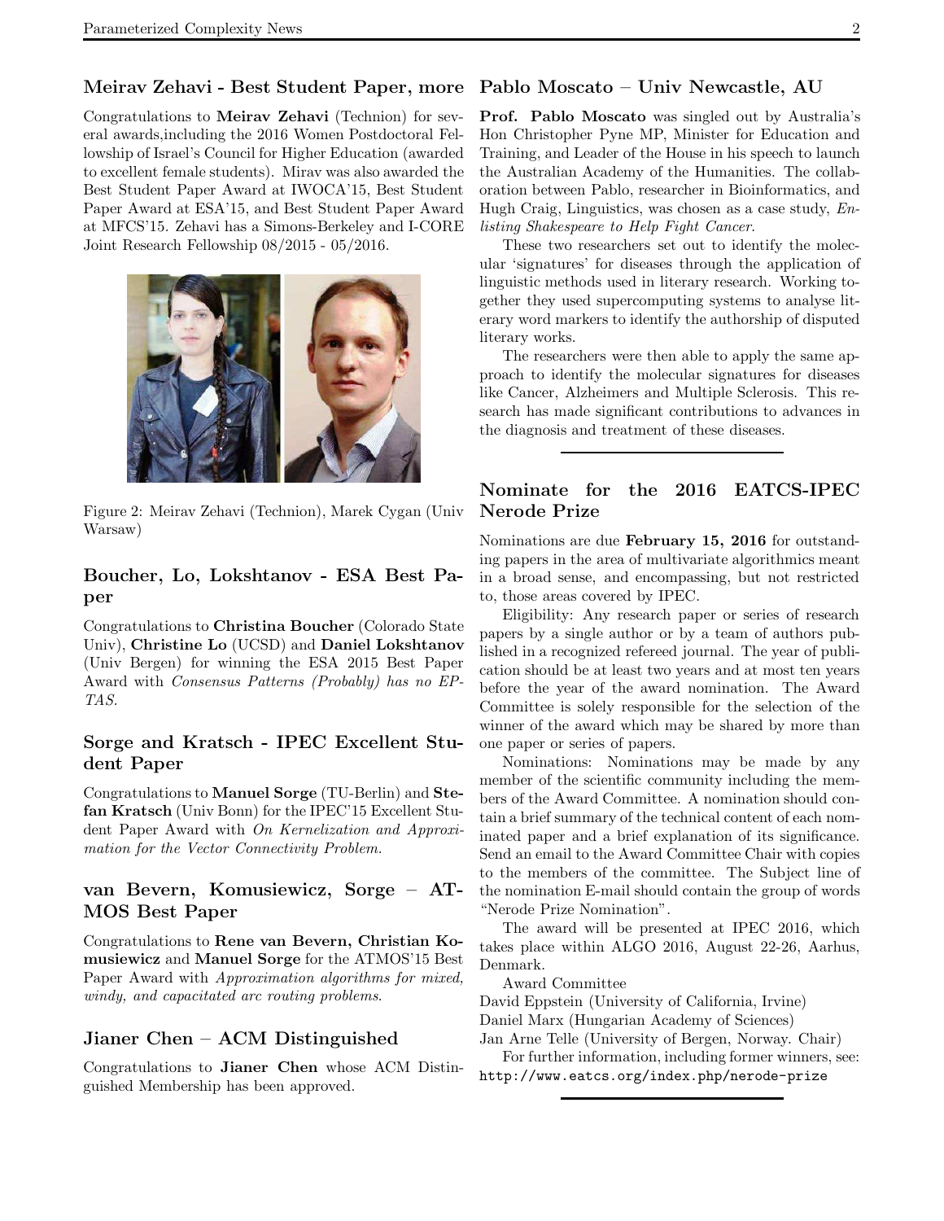## Meirav Zehavi - Best Student Paper, more

Congratulations to **Meirav Zehavi** (Technion) for several awards,including the 2016 Women Postdoctoral Fellowship of Israel's Council for Higher Education (awarded to excellent female students). Mirav was also awarded the Best Student Paper Award at IWOCA'15, Best Student Paper Award at ESA'15, and Best Student Paper Award at MFCS'15. Zehavi has a Simons-Berkeley and I-CORE Joint Research Fellowship 08/2015 - 05/2016.

Figure 2: Meirav Zehavi (Technion), Marek Cygan (Univ Warsaw)

## Boucher, Lo, Lokshtanov - ESA Best Paper

Congratulations to **Christina Boucher** (Colorado State Univ), **Christine Lo** (UCSD) and **Daniel Lokshtanov** (Univ Bergen) for winning the ESA 2015 Best Paper Award with *Consensus Patterns (Probably) has no EPTAS.*

## Sorge and Kratsch - IPEC Excellent Student Paper

Congratulations to **Manuel Sorge** (TU-Berlin) and **Stefan Kratsch** (Univ Bonn) for the IPEC'15 Excellent Student Paper Award with *On Kernelization and Approximation for the Vector Connectivity Problem.*

## van Bevern, Komusiewicz, Sorge – ATMOS Best Paper

Congratulations to **Rene van Bevern, Christian Komusiewicz** and **Manuel Sorge** for the ATMOS'15 Best Paper Award with *Approximation algorithms for mixed, windy, and capacitated arc routing problems*.

## Jianer Chen – ACM Distinguished

Congratulations to **Jianer Chen** whose ACM Distinguished Membership has been approved.

## Pablo Moscato – Univ Newcastle, AU

**Prof. Pablo Moscato** was singled out by Australia's Hon Christopher Pyne MP, Minister for Education and Training, and Leader of the House in his speech to launch the Australian Academy of the Humanities. The collaboration between Pablo, researcher in Bioinformatics, and Hugh Craig, Linguistics, was chosen as a case study, *Enlisting Shakespeare to Help Fight Cancer*.

These two researchers set out to identify the molecular 'signatures' for diseases through the application of linguistic methods used in literary research. Working together they used supercomputing systems to analyse literary word markers to identify the authorship of disputed literary works.

The researchers were then able to apply the same approach to identify the molecular signatures for diseases like Cancer, Alzheimers and Multiple Sclerosis. This research has made significant contributions to advances in the diagnosis and treatment of these diseases.

## Nominate for the 2016 EATCS-IPEC Nerode Prize

Nominations are due **February 15, 2016** for outstanding papers in the area of multivariate algorithmics meant in a broad sense, and encompassing, but not restricted to, those areas covered by IPEC.

Eligibility: Any research paper or series of research papers by a single author or by a team of authors published in a recognized refereed journal. The year of publication should be at least two years and at most ten years before the year of the award nomination. The Award Committee is solely responsible for the selection of the winner of the award which may be shared by more than one paper or series of papers.

Nominations: Nominations may be made by any member of the scientific community including the members of the Award Committee. A nomination should contain a brief summary of the technical content of each nominated paper and a brief explanation of its significance. Send an email to the Award Committee Chair with copies to the members of the committee. The Subject line of the nomination E-mail should contain the group of words "Nerode Prize Nomination".

The award will be presented at IPEC 2016, which takes place within ALGO 2016, August 22-26, Aarhus, Denmark.

Award Committee

David Eppstein (University of California, Irvine)
Daniel Marx (Hungarian Academy of Sciences)
Jan Arne Telle (University of Bergen, Norway. Chair)

For further information, including former winners, see: http://www.eatcs.org/index.php/nerode-prize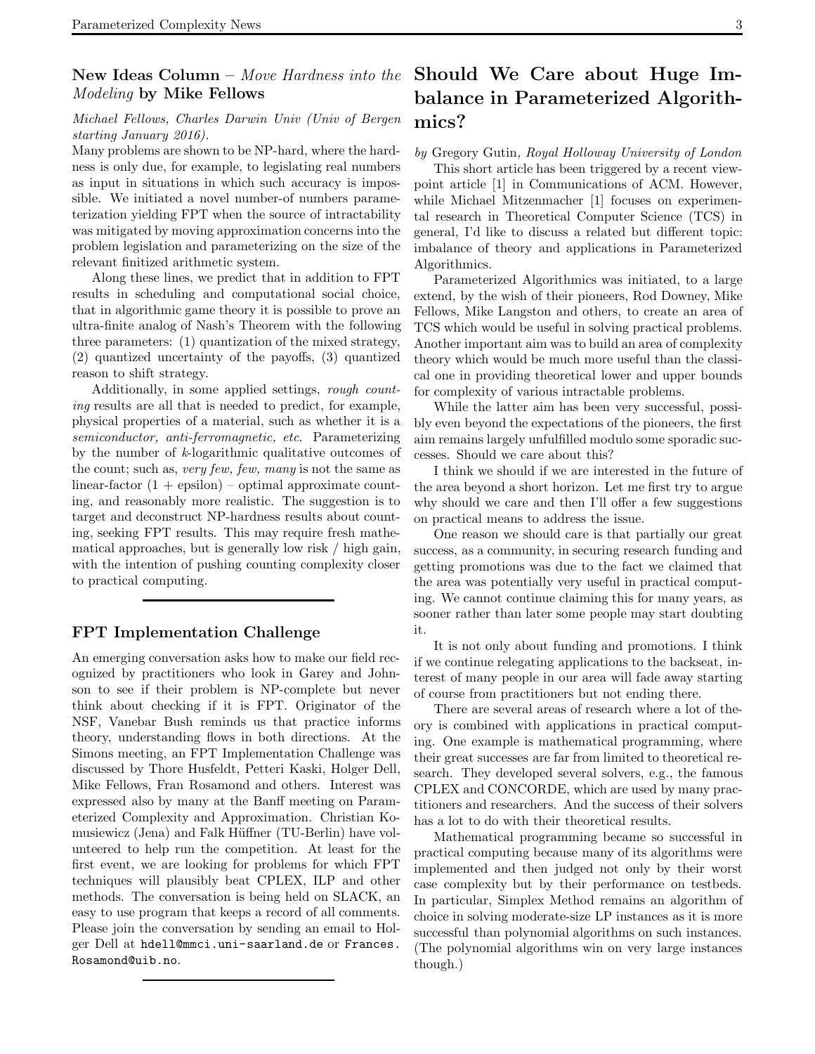### New Ideas Column – *Move Hardness into the Modeling* by Mike Fellows

*Michael Fellows, Charles Darwin Univ (Univ of Bergen starting January 2016).*

Many problems are shown to be NP-hard, where the hardness is only due, for example, to legislating real numbers as input in situations in which such accuracy is impossible. We initiated a novel number-of numbers parameterization yielding FPT when the source of intractability was mitigated by moving approximation concerns into the problem legislation and parameterizing on the size of the relevant finitized arithmetic system.

Along these lines, we predict that in addition to FPT results in scheduling and computational social choice, that in algorithmic game theory it is possible to prove an ultra-finite analog of Nash's Theorem with the following three parameters: (1) quantization of the mixed strategy, (2) quantized uncertainty of the payoffs, (3) quantized reason to shift strategy.

Additionally, in some applied settings, *rough counting* results are all that is needed to predict, for example, physical properties of a material, such as whether it is a *semiconductor, anti-ferromagnetic, etc*. Parameterizing by the number of $k$-logarithmic qualitative outcomes of the count; such as, *very few, few, many* is not the same as linear-factor (1 + epsilon) – optimal approximate counting, and reasonably more realistic. The suggestion is to target and deconstruct NP-hardness results about counting, seeking FPT results. This may require fresh mathematical approaches, but is generally low risk / high gain, with the intention of pushing counting complexity closer to practical computing.

### FPT Implementation Challenge

An emerging conversation asks how to make our field recognized by practitioners who look in Garey and Johnson to see if their problem is NP-complete but never think about checking if it is FPT. Originator of the NSF, Vanebar Bush reminds us that practice informs theory, understanding flows in both directions. At the Simons meeting, an FPT Implementation Challenge was discussed by Thore Husfeldt, Petteri Kaski, Holger Dell, Mike Fellows, Fran Rosamond and others. Interest was expressed also by many at the Banff meeting on Parameterized Complexity and Approximation. Christian Komusiewicz (Jena) and Falk Hüffner (TU-Berlin) have volunteered to help run the competition. At least for the first event, we are looking for problems for which FPT techniques will plausibly beat CPLEX, ILP and other methods. The conversation is being held on SLACK, an easy to use program that keeps a record of all comments. Please join the conversation by sending an email to Holger Dell at `hdell@mmci.uni-saarland.de` or `Frances.Rosamond@uib.no`.

## Should We Care about Huge Imbalance in Parameterized Algorithmics?

*by* Gregory Gutin, *Royal Holloway University of London*

This short article has been triggered by a recent viewpoint article [1] in Communications of ACM. However, while Michael Mitzenmacher [1] focuses on experimental research in Theoretical Computer Science (TCS) in general, I'd like to discuss a related but different topic: imbalance of theory and applications in Parameterized Algorithmics.

Parameterized Algorithmics was initiated, to a large extend, by the wish of their pioneers, Rod Downey, Mike Fellows, Mike Langston and others, to create an area of TCS which would be useful in solving practical problems. Another important aim was to build an area of complexity theory which would be much more useful than the classical one in providing theoretical lower and upper bounds for complexity of various intractable problems.

While the latter aim has been very successful, possibly even beyond the expectations of the pioneers, the first aim remains largely unfulfilled modulo some sporadic successes. Should we care about this?

I think we should if we are interested in the future of the area beyond a short horizon. Let me first try to argue why should we care and then I'll offer a few suggestions on practical means to address the issue.

One reason we should care is that partially our great success, as a community, in securing research funding and getting promotions was due to the fact we claimed that the area was potentially very useful in practical computing. We cannot continue claiming this for many years, as sooner rather than later some people may start doubting it.

It is not only about funding and promotions. I think if we continue relegating applications to the backseat, interest of many people in our area will fade away starting of course from practitioners but not ending there.

There are several areas of research where a lot of theory is combined with applications in practical computing. One example is mathematical programming, where their great successes are far from limited to theoretical research. They developed several solvers, e.g., the famous CPLEX and CONCORDE, which are used by many practitioners and researchers. And the success of their solvers has a lot to do with their theoretical results.

Mathematical programming became so successful in practical computing because many of its algorithms were implemented and then judged not only by their worst case complexity but by their performance on testbeds. In particular, Simplex Method remains an algorithm of choice in solving moderate-size LP instances as it is more successful than polynomial algorithms on such instances. (The polynomial algorithms win on very large instances though.)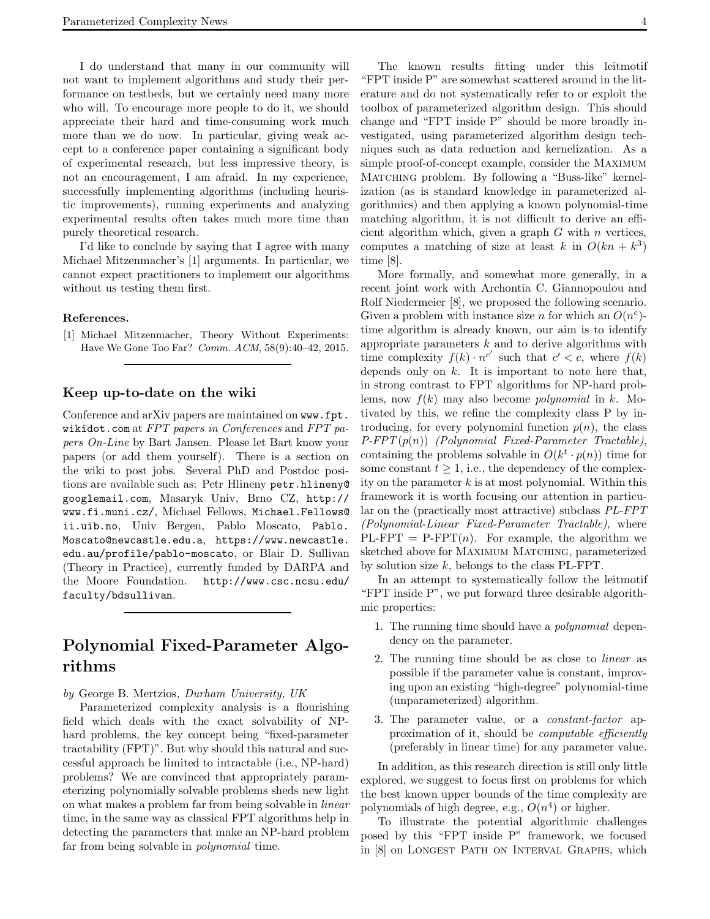I do understand that many in our community will not want to implement algorithms and study their performance on testbeds, but we certainly need many more who will. To encourage more people to do it, we should appreciate their hard and time-consuming work much more than we do now. In particular, giving weak accept to a conference paper containing a significant body of experimental research, but less impressive theory, is not an encouragement, I am afraid. In my experience, successfully implementing algorithms (including heuristic improvements), running experiments and analyzing experimental results often takes much more time than purely theoretical research.

I'd like to conclude by saying that I agree with many Michael Mitzenmacher's [1] arguments. In particular, we cannot expect practitioners to implement our algorithms without us testing them first.

**References.**

[1] Michael Mitzenmacher, Theory Without Experiments: Have We Gone Too Far? *Comm. ACM*, 58(9):40–42, 2015.

### Keep up-to-date on the wiki

Conference and arXiv papers are maintained on `www.fpt.wikidot.com` at *FPT papers in Conferences* and *FPT papers On-Line* by Bart Jansen. Please let Bart know your papers (or add them yourself). There is a section on the wiki to post jobs. Several PhD and Postdoc positions are available such as: Petr Hlineny `petr.hlineny@googlemail.com`, Masaryk Univ, Brno CZ, `http://www.fi.muni.cz/`, Michael Fellows, `Michael.Fellows@ii.uib.no`, Univ Bergen, Pablo Moscato, `Pablo.Moscato@newcastle.edu.a`, `https://www.newcastle.edu.au/profile/pablo-moscato`, or Blair D. Sullivan (Theory in Practice), currently funded by DARPA and the Moore Foundation. `http://www.csc.ncsu.edu/faculty/bdsullivan`.

## Polynomial Fixed-Parameter Algorithms

*by* George B. Mertzios*, Durham University, UK*

Parameterized complexity analysis is a flourishing field which deals with the exact solvability of NP-hard problems, the key concept being "fixed-parameter tractability (FPT)". But why should this natural and successful approach be limited to intractable (i.e., NP-hard) problems? We are convinced that appropriately parameterizing polynomially solvable problems sheds new light on what makes a problem far from being solvable in *linear* time, in the same way as classical FPT algorithms help in detecting the parameters that make an NP-hard problem far from being solvable in *polynomial* time.

The known results fitting under this leitmotif "FPT inside P" are somewhat scattered around in the literature and do not systematically refer to or exploit the toolbox of parameterized algorithm design. This should change and "FPT inside P" should be more broadly investigated, using parameterized algorithm design techniques such as data reduction and kernelization. As a simple proof-of-concept example, consider the Maximum Matching problem. By following a "Buss-like" kernelization (as is standard knowledge in parameterized algorithmics) and then applying a known polynomial-time matching algorithm, it is not difficult to derive an efficient algorithm which, given a graph $G$ with $n$ vertices, computes a matching of size at least $k$ in $O(kn + k^3)$ time [8].

More formally, and somewhat more generally, in a recent joint work with Archontia C. Giannopoulou and Rolf Niedermeier [8], we proposed the following scenario. Given a problem with instance size $n$ for which an $O(n^c)$-time algorithm is already known, our aim is to identify appropriate parameters $k$ and to derive algorithms with time complexity $f(k) \cdot n^{c'}$ such that $c' < c$, where $f(k)$ depends only on $k$. It is important to note here that, in strong contrast to FPT algorithms for NP-hard problems, now $f(k)$ may also become *polynomial* in $k$. Motivated by this, we refine the complexity class P by introducing, for every polynomial function $p(n)$, the class *P-FPT*$(p(n))$ *(Polynomial Fixed-Parameter Tractable)*, containing the problems solvable in $O(k^t \cdot p(n))$ time for some constant $t \geq 1$, i.e., the dependency of the complexity on the parameter $k$ is at most polynomial. Within this framework it is worth focusing our attention in particular on the (practically most attractive) subclass *PL-FPT (Polynomial-Linear Fixed-Parameter Tractable)*, where PL-FPT = P-FPT$(n)$. For example, the algorithm we sketched above for Maximum Matching, parameterized by solution size $k$, belongs to the class PL-FPT.

In an attempt to systematically follow the leitmotif "FPT inside P", we put forward three desirable algorithmic properties:

1. The running time should have a *polynomial* dependency on the parameter.
2. The running time should be as close to *linear* as possible if the parameter value is constant, improving upon an existing "high-degree" polynomial-time (unparameterized) algorithm.
3. The parameter value, or a *constant-factor* approximation of it, should be *computable efficiently* (preferably in linear time) for any parameter value.

In addition, as this research direction is still only little explored, we suggest to focus first on problems for which the best known upper bounds of the time complexity are polynomials of high degree, e.g., $O(n^4)$ or higher.

To illustrate the potential algorithmic challenges posed by this "FPT inside P" framework, we focused in [8] on Longest Path on Interval Graphs, which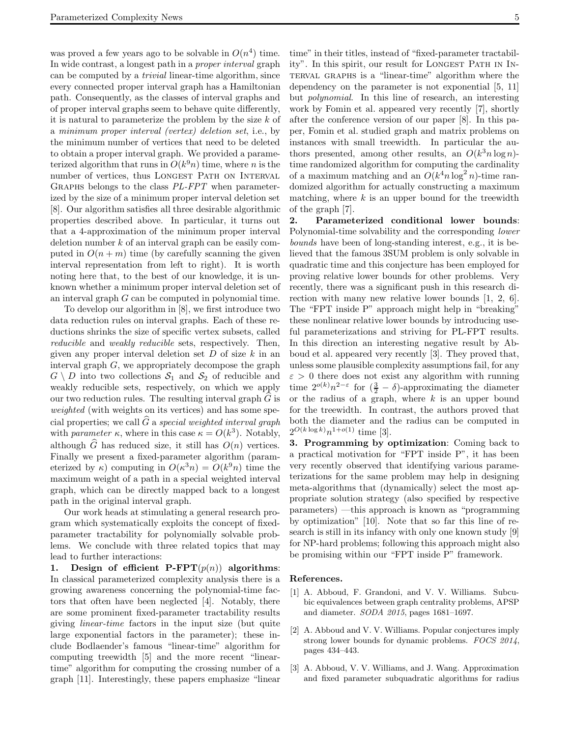was proved a few years ago to be solvable in $O(n^4)$ time. In wide contrast, a longest path in a *proper interval* graph can be computed by a *trivial* linear-time algorithm, since every connected proper interval graph has a Hamiltonian path. Consequently, as the classes of interval graphs and of proper interval graphs seem to behave quite differently, it is natural to parameterize the problem by the size $k$ of a *minimum proper interval (vertex) deletion set*, i.e., by the minimum number of vertices that need to be deleted to obtain a proper interval graph. We provided a parameterized algorithm that runs in $O(k^9 n)$ time, where $n$ is the number of vertices, thus Longest Path on Interval Graphs belongs to the class *PL-FPT* when parameterized by the size of a minimum proper interval deletion set [8]. Our algorithm satisfies all three desirable algorithmic properties described above. In particular, it turns out that a 4-approximation of the minimum proper interval deletion number $k$ of an interval graph can be easily computed in $O(n + m)$ time (by carefully scanning the given interval representation from left to right). It is worth noting here that, to the best of our knowledge, it is unknown whether a minimum proper interval deletion set of an interval graph $G$ can be computed in polynomial time.

To develop our algorithm in [8], we first introduce two data reduction rules on interval graphs. Each of these reductions shrinks the size of specific vertex subsets, called *reducible* and *weakly reducible* sets, respectively. Then, given any proper interval deletion set $D$ of size $k$ in an interval graph $G$, we appropriately decompose the graph $G \setminus D$ into two collections $\mathcal{S}_1$ and $\mathcal{S}_2$ of reducible and weakly reducible sets, respectively, on which we apply our two reduction rules. The resulting interval graph $\widehat{G}$ is *weighted* (with weights on its vertices) and has some special properties; we call $\widehat{G}$ a *special weighted interval graph* with *parameter* $\kappa$, where in this case $\kappa = O(k^3)$. Notably, although $\widehat{G}$ has reduced size, it still has $O(n)$ vertices. Finally we present a fixed-parameter algorithm (parameterized by $\kappa$) computing in $O(\kappa^3 n) = O(k^9 n)$ time the maximum weight of a path in a special weighted interval graph, which can be directly mapped back to a longest path in the original interval graph.

Our work heads at stimulating a general research program which systematically exploits the concept of fixed-parameter tractability for polynomially solvable problems. We conclude with three related topics that may lead to further interactions:

**1. Design of efficient P-FPT($p(n)$) algorithms**: In classical parameterized complexity analysis there is a growing awareness concerning the polynomial-time factors that often have been neglected [4]. Notably, there are some prominent fixed-parameter tractability results giving *linear-time* factors in the input size (but quite large exponential factors in the parameter); these include Bodlaender's famous "linear-time" algorithm for computing treewidth [5] and the more recent "linear-time" algorithm for computing the crossing number of a graph [11]. Interestingly, these papers emphasize "linear time" in their titles, instead of "fixed-parameter tractability". In this spirit, our result for Longest Path in Interval graphs is a "linear-time" algorithm where the dependency on the parameter is not exponential [5, 11] but *polynomial*. In this line of research, an interesting work by Fomin et al. appeared very recently [7], shortly after the conference version of our paper [8]. In this paper, Fomin et al. studied graph and matrix problems on instances with small treewidth. In particular the authors presented, among other results, an $O(k^3 n \log n)$-time randomized algorithm for computing the cardinality of a maximum matching and an $O(k^4 n \log^2 n)$-time randomized algorithm for actually constructing a maximum matching, where $k$ is an upper bound for the treewidth of the graph [7].

**2. Parameterized conditional lower bounds**: Polynomial-time solvability and the corresponding *lower bounds* have been of long-standing interest, e.g., it is believed that the famous 3SUM problem is only solvable in quadratic time and this conjecture has been employed for proving relative lower bounds for other problems. Very recently, there was a significant push in this research direction with many new relative lower bounds [1, 2, 6]. The "FPT inside P" approach might help in "breaking" these nonlinear relative lower bounds by introducing useful parameterizations and striving for PL-FPT results. In this direction an interesting negative result by Abboud et al. appeared very recently [3]. They proved that, unless some plausible complexity assumptions fail, for any $\varepsilon > 0$ there does not exist any algorithm with running time $2^{o(k)} n^{2-\varepsilon}$ for $(\frac{3}{2} - \delta)$-approximating the diameter or the radius of a graph, where $k$ is an upper bound for the treewidth. In contrast, the authors proved that both the diameter and the radius can be computed in $2^{O(k \log k)} n^{1+o(1)}$ time [3].

**3. Programming by optimization**: Coming back to a practical motivation for "FPT inside P", it has been very recently observed that identifying various parameterizations for the same problem may help in designing meta-algorithms that (dynamically) select the most appropriate solution strategy (also specified by respective parameters) —this approach is known as "programming by optimization" [10]. Note that so far this line of research is still in its infancy with only one known study [9] for NP-hard problems; following this approach might also be promising within our "FPT inside P" framework.

**References.**

[1] A. Abboud, F. Grandoni, and V. V. Williams. Subcubic equivalences between graph centrality problems, APSP and diameter. *SODA 2015*, pages 1681–1697.

[2] A. Abboud and V. V. Williams. Popular conjectures imply strong lower bounds for dynamic problems. *FOCS 2014*, pages 434–443.

[3] A. Abboud, V. V. Williams, and J. Wang. Approximation and fixed parameter subquadratic algorithms for radius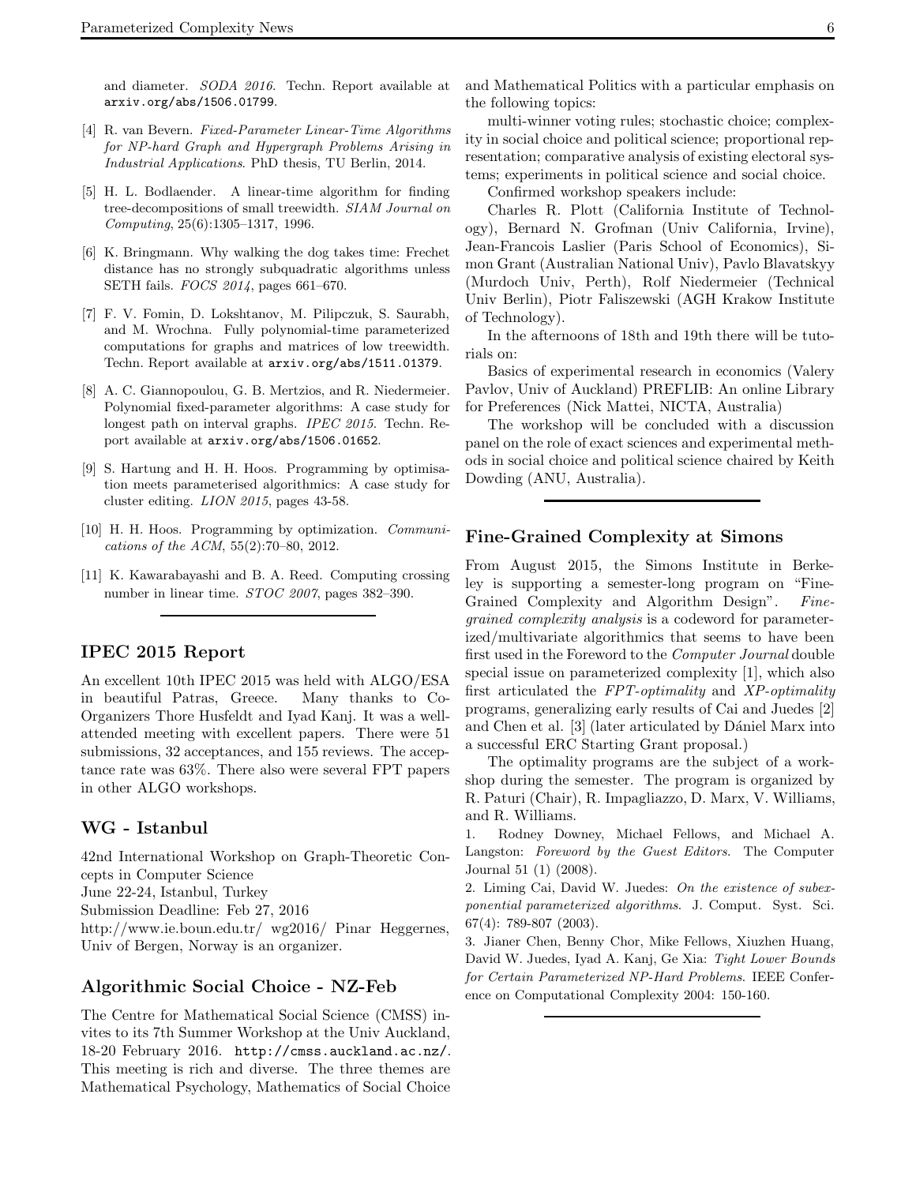and diameter. *SODA 2016*. Techn. Report available at arxiv.org/abs/1506.01799.

[4] R. van Bevern. *Fixed-Parameter Linear-Time Algorithms for NP-hard Graph and Hypergraph Problems Arising in Industrial Applications*. PhD thesis, TU Berlin, 2014.

[5] H. L. Bodlaender. A linear-time algorithm for finding tree-decompositions of small treewidth. *SIAM Journal on Computing*, 25(6):1305–1317, 1996.

[6] K. Bringmann. Why walking the dog takes time: Frechet distance has no strongly subquadratic algorithms unless SETH fails. *FOCS 2014*, pages 661–670.

[7] F. V. Fomin, D. Lokshtanov, M. Pilipczuk, S. Saurabh, and M. Wrochna. Fully polynomial-time parameterized computations for graphs and matrices of low treewidth. Techn. Report available at arxiv.org/abs/1511.01379.

[8] A. C. Giannopoulou, G. B. Mertzios, and R. Niedermeier. Polynomial fixed-parameter algorithms: A case study for longest path on interval graphs. *IPEC 2015*. Techn. Report available at arxiv.org/abs/1506.01652.

[9] S. Hartung and H. H. Hoos. Programming by optimisation meets parameterised algorithmics: A case study for cluster editing. *LION 2015*, pages 43-58.

[10] H. H. Hoos. Programming by optimization. *Communications of the ACM*, 55(2):70–80, 2012.

[11] K. Kawarabayashi and B. A. Reed. Computing crossing number in linear time. *STOC 2007*, pages 382–390.

## IPEC 2015 Report

An excellent 10th IPEC 2015 was held with ALGO/ESA in beautiful Patras, Greece. Many thanks to Co-Organizers Thore Husfeldt and Iyad Kanj. It was a well-attended meeting with excellent papers. There were 51 submissions, 32 acceptances, and 155 reviews. The acceptance rate was 63%. There also were several FPT papers in other ALGO workshops.

## WG - Istanbul

42nd International Workshop on Graph-Theoretic Concepts in Computer Science
June 22-24, Istanbul, Turkey
Submission Deadline: Feb 27, 2016
http://www.ie.boun.edu.tr/ wg2016/ Pinar Heggernes, Univ of Bergen, Norway is an organizer.

## Algorithmic Social Choice - NZ-Feb

The Centre for Mathematical Social Science (CMSS) invites to its 7th Summer Workshop at the Univ Auckland, 18-20 February 2016. http://cmss.auckland.ac.nz/. This meeting is rich and diverse. The three themes are Mathematical Psychology, Mathematics of Social Choice and Mathematical Politics with a particular emphasis on the following topics:

multi-winner voting rules; stochastic choice; complexity in social choice and political science; proportional representation; comparative analysis of existing electoral systems; experiments in political science and social choice.

Confirmed workshop speakers include:

Charles R. Plott (California Institute of Technology), Bernard N. Grofman (Univ California, Irvine), Jean-Francois Laslier (Paris School of Economics), Simon Grant (Australian National Univ), Pavlo Blavatskyy (Murdoch Univ, Perth), Rolf Niedermeier (Technical Univ Berlin), Piotr Faliszewski (AGH Krakow Institute of Technology).

In the afternoons of 18th and 19th there will be tutorials on:

Basics of experimental research in economics (Valery Pavlov, Univ of Auckland) PREFLIB: An online Library for Preferences (Nick Mattei, NICTA, Australia)

The workshop will be concluded with a discussion panel on the role of exact sciences and experimental methods in social choice and political science chaired by Keith Dowding (ANU, Australia).

## Fine-Grained Complexity at Simons

From August 2015, the Simons Institute in Berkeley is supporting a semester-long program on "Fine-Grained Complexity and Algorithm Design". *Fine-grained complexity analysis* is a codeword for parameterized/multivariate algorithmics that seems to have been first used in the Foreword to the *Computer Journal* double special issue on parameterized complexity [1], which also first articulated the *FPT-optimality* and *XP-optimality* programs, generalizing early results of Cai and Juedes [2] and Chen et al. [3] (later articulated by Dániel Marx into a successful ERC Starting Grant proposal.)

The optimality programs are the subject of a workshop during the semester. The program is organized by R. Paturi (Chair), R. Impagliazzo, D. Marx, V. Williams, and R. Williams.

1. Rodney Downey, Michael Fellows, and Michael A. Langston: *Foreword by the Guest Editors*. The Computer Journal 51 (1) (2008).

2. Liming Cai, David W. Juedes: *On the existence of subexponential parameterized algorithms*. J. Comput. Syst. Sci. 67(4): 789-807 (2003).

3. Jianer Chen, Benny Chor, Mike Fellows, Xiuzhen Huang, David W. Juedes, Iyad A. Kanj, Ge Xia: *Tight Lower Bounds for Certain Parameterized NP-Hard Problems*. IEEE Conference on Computational Complexity 2004: 150-160.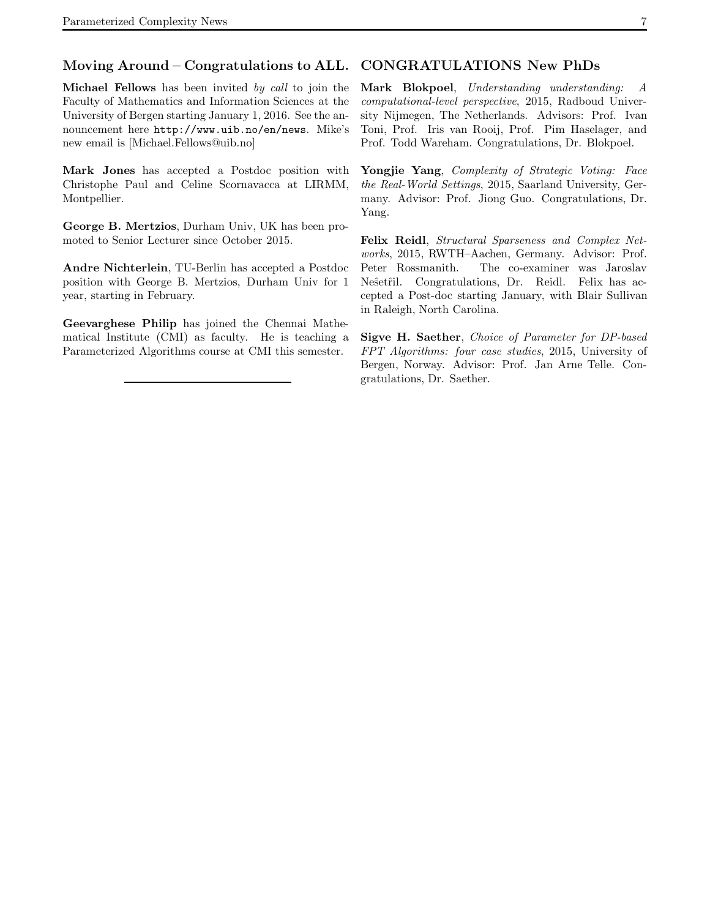## Moving Around – Congratulations to ALL.

**Michael Fellows** has been invited *by call* to join the Faculty of Mathematics and Information Sciences at the University of Bergen starting January 1, 2016. See the announcement here `http://www.uib.no/en/news`. Mike's new email is [Michael.Fellows@uib.no]

**Mark Jones** has accepted a Postdoc position with Christophe Paul and Celine Scornavacca at LIRMM, Montpellier.

**George B. Mertzios**, Durham Univ, UK has been promoted to Senior Lecturer since October 2015.

**Andre Nichterlein**, TU-Berlin has accepted a Postdoc position with George B. Mertzios, Durham Univ for 1 year, starting in February.

**Geevarghese Philip** has joined the Chennai Mathematical Institute (CMI) as faculty. He is teaching a Parameterized Algorithms course at CMI this semester.

---

## CONGRATULATIONS New PhDs

**Mark Blokpoel**, *Understanding understanding: A computational-level perspective*, 2015, Radboud University Nijmegen, The Netherlands. Advisors: Prof. Ivan Toni, Prof. Iris van Rooij, Prof. Pim Haselager, and Prof. Todd Wareham. Congratulations, Dr. Blokpoel.

**Yongjie Yang**, *Complexity of Strategic Voting: Face the Real-World Settings*, 2015, Saarland University, Germany. Advisor: Prof. Jiong Guo. Congratulations, Dr. Yang.

**Felix Reidl**, *Structural Sparseness and Complex Networks*, 2015, RWTH–Aachen, Germany. Advisor: Prof. Peter Rossmanith. The co-examiner was Jaroslav Neŝetřil. Congratulations, Dr. Reidl. Felix has accepted a Post-doc starting January, with Blair Sullivan in Raleigh, North Carolina.

**Sigve H. Saether**, *Choice of Parameter for DP-based FPT Algorithms: four case studies*, 2015, University of Bergen, Norway. Advisor: Prof. Jan Arne Telle. Congratulations, Dr. Saether.